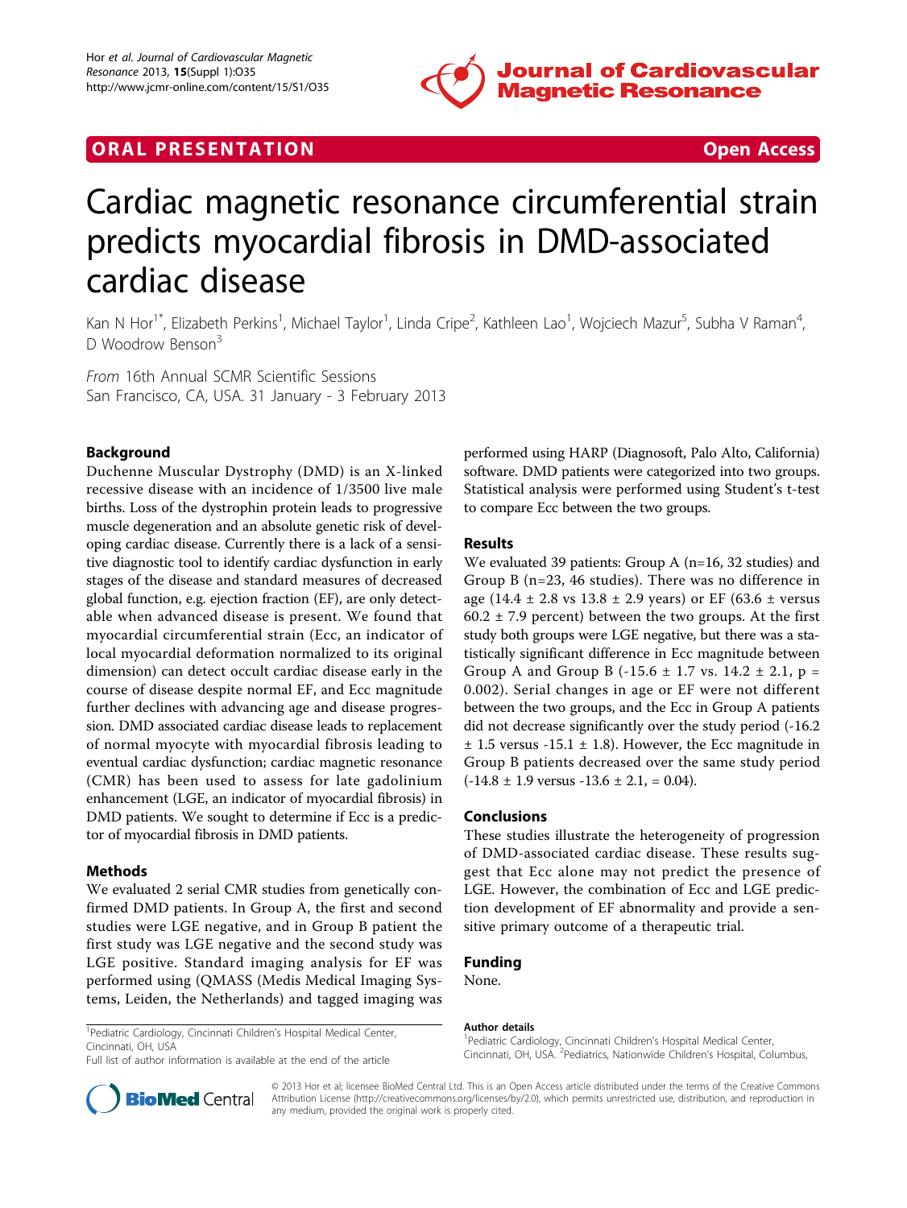ORAL PRESENTATION Open Access

# Cardiac magnetic resonance circumferential strain predicts myocardial fibrosis in DMD-associated cardiac disease

Kan N Hor[1*], Elizabeth Perkins[1], Michael Taylor[1], Linda Cripe[2], Kathleen Lao[1], Wojciech Mazur[5], Subha V Raman[4], D Woodrow Benson[3]

*From* 16th Annual SCMR Scientific Sessions
San Francisco, CA, USA. 31 January - 3 February 2013

## Background

Duchenne Muscular Dystrophy (DMD) is an X-linked recessive disease with an incidence of 1/3500 live male births. Loss of the dystrophin protein leads to progressive muscle degeneration and an absolute genetic risk of developing cardiac disease. Currently there is a lack of a sensitive diagnostic tool to identify cardiac dysfunction in early stages of the disease and standard measures of decreased global function, e.g. ejection fraction (EF), are only detectable when advanced disease is present. We found that myocardial circumferential strain (Ecc, an indicator of local myocardial deformation normalized to its original dimension) can detect occult cardiac disease early in the course of disease despite normal EF, and Ecc magnitude further declines with advancing age and disease progression. DMD associated cardiac disease leads to replacement of normal myocyte with myocardial fibrosis leading to eventual cardiac dysfunction; cardiac magnetic resonance (CMR) has been used to assess for late gadolinium enhancement (LGE, an indicator of myocardial fibrosis) in DMD patients. We sought to determine if Ecc is a predictor of myocardial fibrosis in DMD patients.

## Methods

We evaluated 2 serial CMR studies from genetically confirmed DMD patients. In Group A, the first and second studies were LGE negative, and in Group B patient the first study was LGE negative and the second study was LGE positive. Standard imaging analysis for EF was performed using (QMASS (Medis Medical Imaging Systems, Leiden, the Netherlands) and tagged imaging was performed using HARP (Diagnosoft, Palo Alto, California) software. DMD patients were categorized into two groups. Statistical analysis were performed using Student's t-test to compare Ecc between the two groups.

## Results

We evaluated 39 patients: Group A (n=16, 32 studies) and Group B (n=23, 46 studies). There was no difference in age (14.4 ± 2.8 vs 13.8 ± 2.9 years) or EF (63.6 ± versus 60.2 ± 7.9 percent) between the two groups. At the first study both groups were LGE negative, but there was a statistically significant difference in Ecc magnitude between Group A and Group B (-15.6 ± 1.7 vs. 14.2 ± 2.1, p = 0.002). Serial changes in age or EF were not different between the two groups, and the Ecc in Group A patients did not decrease significantly over the study period (-16.2 ± 1.5 versus -15.1 ± 1.8). However, the Ecc magnitude in Group B patients decreased over the same study period (-14.8 ± 1.9 versus -13.6 ± 2.1, = 0.04).

## Conclusions

These studies illustrate the heterogeneity of progression of DMD-associated cardiac disease. These results suggest that Ecc alone may not predict the presence of LGE. However, the combination of Ecc and LGE prediction development of EF abnormality and provide a sensitive primary outcome of a therapeutic trial.

## Funding

None.

[1]Pediatric Cardiology, Cincinnati Children's Hospital Medical Center, Cincinnati, OH, USA
Full list of author information is available at the end of the article

### Author details

[1]Pediatric Cardiology, Cincinnati Children's Hospital Medical Center, Cincinnati, OH, USA. [2]Pediatrics, Nationwide Children's Hospital, Columbus,

© 2013 Hor et al; licensee BioMed Central Ltd. This is an Open Access article distributed under the terms of the Creative Commons Attribution License (http://creativecommons.org/licenses/by/2.0), which permits unrestricted use, distribution, and reproduction in any medium, provided the original work is properly cited.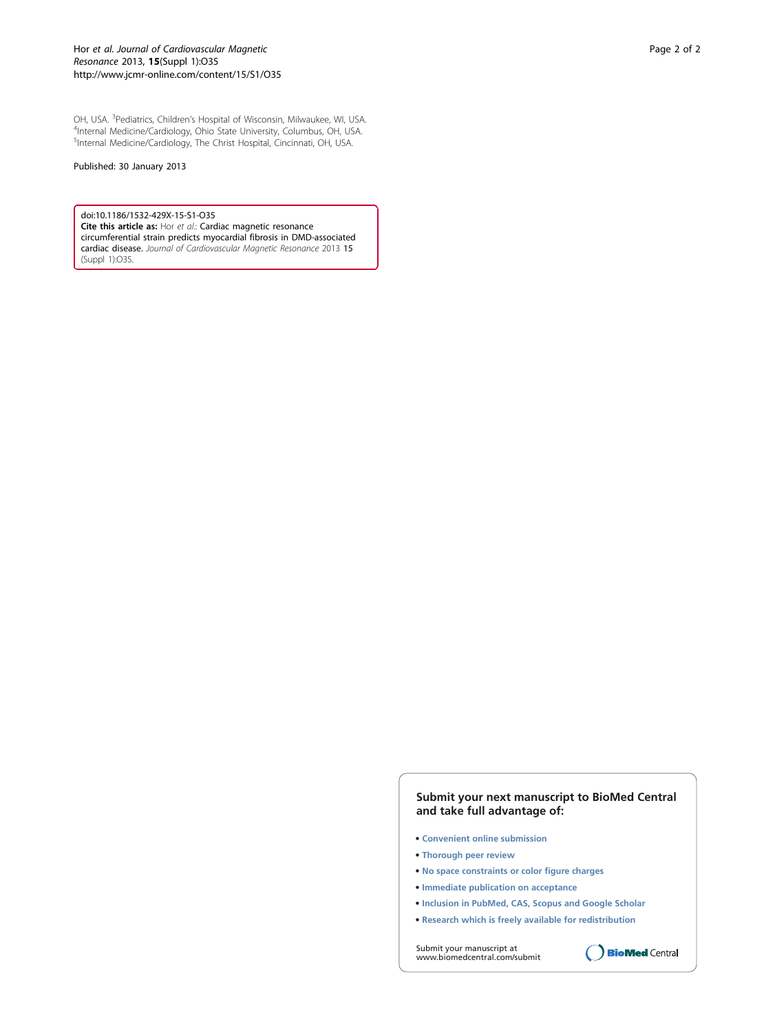OH, USA. [3]Pediatrics, Children's Hospital of Wisconsin, Milwaukee, WI, USA. [4]Internal Medicine/Cardiology, Ohio State University, Columbus, OH, USA. [5]Internal Medicine/Cardiology, The Christ Hospital, Cincinnati, OH, USA.

Published: 30 January 2013

doi:10.1186/1532-429X-15-S1-O35
**Cite this article as:** Hor *et al.*: Cardiac magnetic resonance circumferential strain predicts myocardial fibrosis in DMD-associated cardiac disease. *Journal of Cardiovascular Magnetic Resonance* 2013 **15** (Suppl 1):O35.

**Submit your next manuscript to BioMed Central and take full advantage of:**

- **Convenient online submission**
- **Thorough peer review**
- **No space constraints or color figure charges**
- **Immediate publication on acceptance**
- **Inclusion in PubMed, CAS, Scopus and Google Scholar**
- **Research which is freely available for redistribution**

Submit your manuscript at
www.biomedcentral.com/submit

BioMed Central